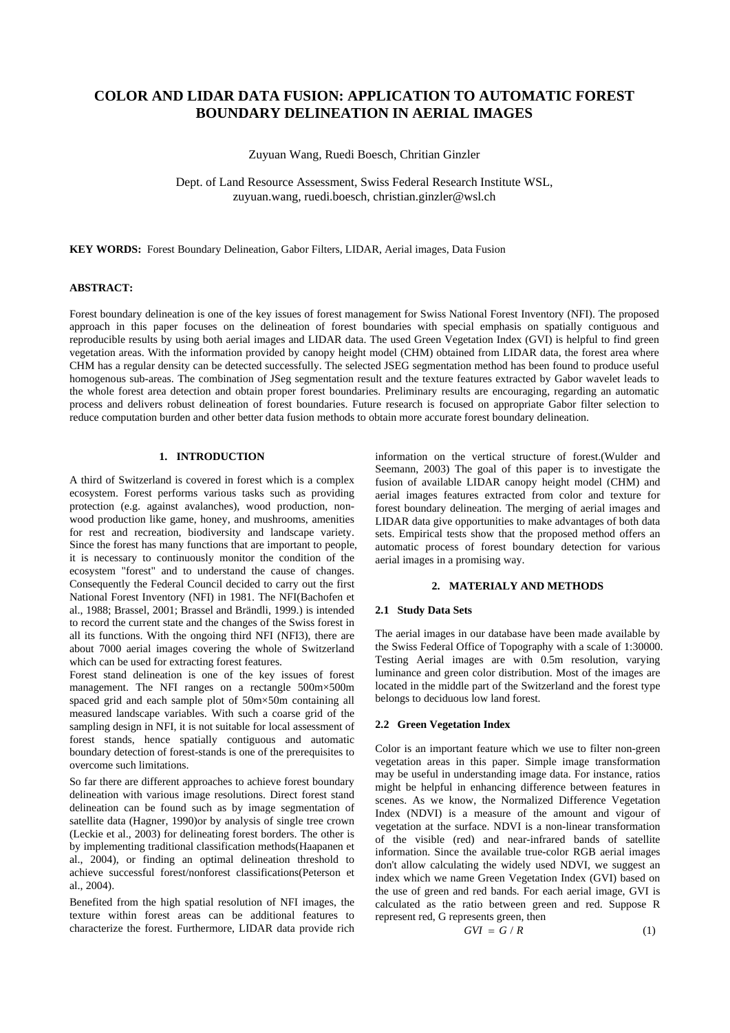# COLOR AND LIDAR DATA FUSION: APPLICATION TO AUTOMATIC FOREST BOUNDARY DELINEATION IN AERIAL IMAGES

Zuyuan Wang, Ruedi Boesch, Chritian Ginzler

Dept. of Land Resource Assessment, Swiss Federal Research Institute WSL,
zuyuan.wang, ruedi.boesch, christian.ginzler@wsl.ch

**KEY WORDS:** Forest Boundary Delineation, Gabor Filters, LIDAR, Aerial images, Data Fusion

**ABSTRACT:**

Forest boundary delineation is one of the key issues of forest management for Swiss National Forest Inventory (NFI). The proposed approach in this paper focuses on the delineation of forest boundaries with special emphasis on spatially contiguous and reproducible results by using both aerial images and LIDAR data. The used Green Vegetation Index (GVI) is helpful to find green vegetation areas. With the information provided by canopy height model (CHM) obtained from LIDAR data, the forest area where CHM has a regular density can be detected successfully. The selected JSEG segmentation method has been found to produce useful homogenous sub-areas. The combination of JSeg segmentation result and the texture features extracted by Gabor wavelet leads to the whole forest area detection and obtain proper forest boundaries. Preliminary results are encouraging, regarding an automatic process and delivers robust delineation of forest boundaries. Future research is focused on appropriate Gabor filter selection to reduce computation burden and other better data fusion methods to obtain more accurate forest boundary delineation.

## 1. INTRODUCTION

A third of Switzerland is covered in forest which is a complex ecosystem. Forest performs various tasks such as providing protection (e.g. against avalanches), wood production, non-wood production like game, honey, and mushrooms, amenities for rest and recreation, biodiversity and landscape variety. Since the forest has many functions that are important to people, it is necessary to continuously monitor the condition of the ecosystem "forest" and to understand the cause of changes. Consequently the Federal Council decided to carry out the first National Forest Inventory (NFI) in 1981. The NFI(Bachofen et al., 1988; Brassel, 2001; Brassel and Brändli, 1999.) is intended to record the current state and the changes of the Swiss forest in all its functions. With the ongoing third NFI (NFI3), there are about 7000 aerial images covering the whole of Switzerland which can be used for extracting forest features.

Forest stand delineation is one of the key issues of forest management. The NFI ranges on a rectangle 500m×500m spaced grid and each sample plot of 50m×50m containing all measured landscape variables. With such a coarse grid of the sampling design in NFI, it is not suitable for local assessment of forest stands, hence spatially contiguous and automatic boundary detection of forest-stands is one of the prerequisites to overcome such limitations.

So far there are different approaches to achieve forest boundary delineation with various image resolutions. Direct forest stand delineation can be found such as by image segmentation of satellite data (Hagner, 1990)or by analysis of single tree crown (Leckie et al., 2003) for delineating forest borders. The other is by implementing traditional classification methods(Haapanen et al., 2004), or finding an optimal delineation threshold to achieve successful forest/nonforest classifications(Peterson et al., 2004).

Benefited from the high spatial resolution of NFI images, the texture within forest areas can be additional features to characterize the forest. Furthermore, LIDAR data provide rich information on the vertical structure of forest.(Wulder and Seemann, 2003) The goal of this paper is to investigate the fusion of available LIDAR canopy height model (CHM) and aerial images features extracted from color and texture for forest boundary delineation. The merging of aerial images and LIDAR data give opportunities to make advantages of both data sets. Empirical tests show that the proposed method offers an automatic process of forest boundary detection for various aerial images in a promising way.

## 2. MATERIALY AND METHODS

### 2.1 Study Data Sets

The aerial images in our database have been made available by the Swiss Federal Office of Topography with a scale of 1:30000. Testing Aerial images are with 0.5m resolution, varying luminance and green color distribution. Most of the images are located in the middle part of the Switzerland and the forest type belongs to deciduous low land forest.

### 2.2 Green Vegetation Index

Color is an important feature which we use to filter non-green vegetation areas in this paper. Simple image transformation may be useful in understanding image data. For instance, ratios might be helpful in enhancing difference between features in scenes. As we know, the Normalized Difference Vegetation Index (NDVI) is a measure of the amount and vigour of vegetation at the surface. NDVI is a non-linear transformation of the visible (red) and near-infrared bands of satellite information. Since the available true-color RGB aerial images don't allow calculating the widely used NDVI, we suggest an index which we name Green Vegetation Index (GVI) based on the use of green and red bands. For each aerial image, GVI is calculated as the ratio between green and red. Suppose R represent red, G represents green, then

$$GVI = G / R \tag{1}$$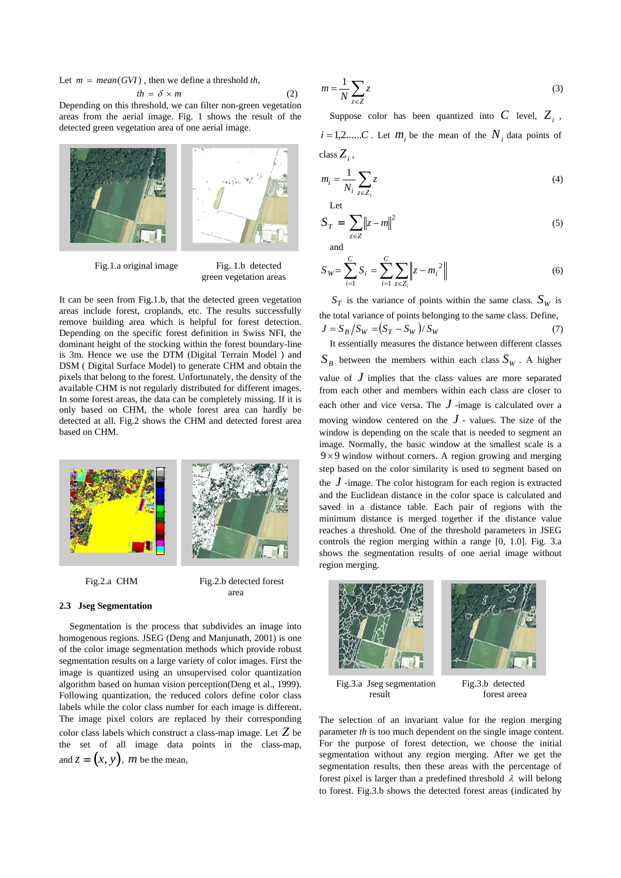Let $m = mean(GVI)$, then we define a threshold *th*,

$$th = \delta \times m \tag{2}$$

Depending on this threshold, we can filter non-green vegetation areas from the aerial image. Fig. 1 shows the result of the detected green vegetation area of one aerial image.

Fig.1.a original image

Fig. 1.b detected green vegetation areas

It can be seen from Fig.1.b, that the detected green vegetation areas include forest, croplands, etc. The results successfully remove building area which is helpful for forest detection. Depending on the specific forest definition in Swiss NFI, the dominant height of the stocking within the forest boundary-line is 3m. Hence we use the DTM (Digital Terrain Model ) and DSM ( Digital Surface Model) to generate CHM and obtain the pixels that belong to the forest. Unfortunately, the density of the available CHM is not regularly distributed for different images. In some forest areas, the data can be completely missing. If it is only based on CHM, the whole forest area can hardly be detected at all. Fig.2 shows the CHM and detected forest area based on CHM.

Fig.2.a CHM

Fig.2.b detected forest area

### 2.3 Jseg Segmentation

Segmentation is the process that subdivides an image into homogenous regions. JSEG (Deng and Manjunath, 2001) is one of the color image segmentation methods which provide robust segmentation results on a large variety of color images. First the image is quantized using an unsupervised color quantization algorithm based on human vision perception(Deng et al., 1999). Following quantization, the reduced colors define color class labels while the color class number for each image is different. The image pixel colors are replaced by their corresponding color class labels which construct a class-map image. Let $Z$ be the set of all image data points in the class-map, and $z = (x, y)$, $m$ be the mean,

$$m = \frac{1}{N}\sum_{z \in Z} z \tag{3}$$

Suppose color has been quantized into $C$ level, $Z_i$, $i = 1,2......C$. Let $m_i$ be the mean of the $N_i$ data points of class $Z_i$,

$$m_i = \frac{1}{N_i}\sum_{z \in Z_i} z \tag{4}$$

Let

$$S_T = \sum_{z \in Z} \|z - m\|^2 \tag{5}$$

and

$$S_W = \sum_{i=1}^{C} S_i = \sum_{i=1}^{C}\sum_{z \in Z_i} \|z - m_i^2\| \tag{6}$$

$S_T$ is the variance of points within the same class. $S_W$ is the total variance of points belonging to the same class. Define,

$$J = S_B / S_W = (S_T - S_W)/S_W \tag{7}$$

It essentially measures the distance between different classes $S_B$ between the members within each class $S_W$. A higher value of $J$ implies that the class values are more separated from each other and members within each class are closer to each other and vice versa. The $J$-image is calculated over a moving window centered on the $J$- values. The size of the window is depending on the scale that is needed to segment an image. Normally, the basic window at the smallest scale is a $9 \times 9$ window without corners. A region growing and merging step based on the color similarity is used to segment based on the $J$-image. The color histogram for each region is extracted and the Euclidean distance in the color space is calculated and saved in a distance table. Each pair of regions with the minimum distance is merged together if the distance value reaches a threshold. One of the threshold parameters in JSEG controls the region merging within a range [0, 1.0]. Fig. 3.a shows the segmentation results of one aerial image without region merging.

Fig.3.a Jseg segmentation result

Fig.3.b detected forest areea

The selection of an invariant value for the region merging parameter *th* is too much dependent on the single image content. For the purpose of forest detection, we choose the initial segmentation without any region merging. After we get the segmentation results, then these areas with the percentage of forest pixel is larger than a predefined threshold $\lambda$ will belong to forest. Fig.3.b shows the detected forest areas (indicated by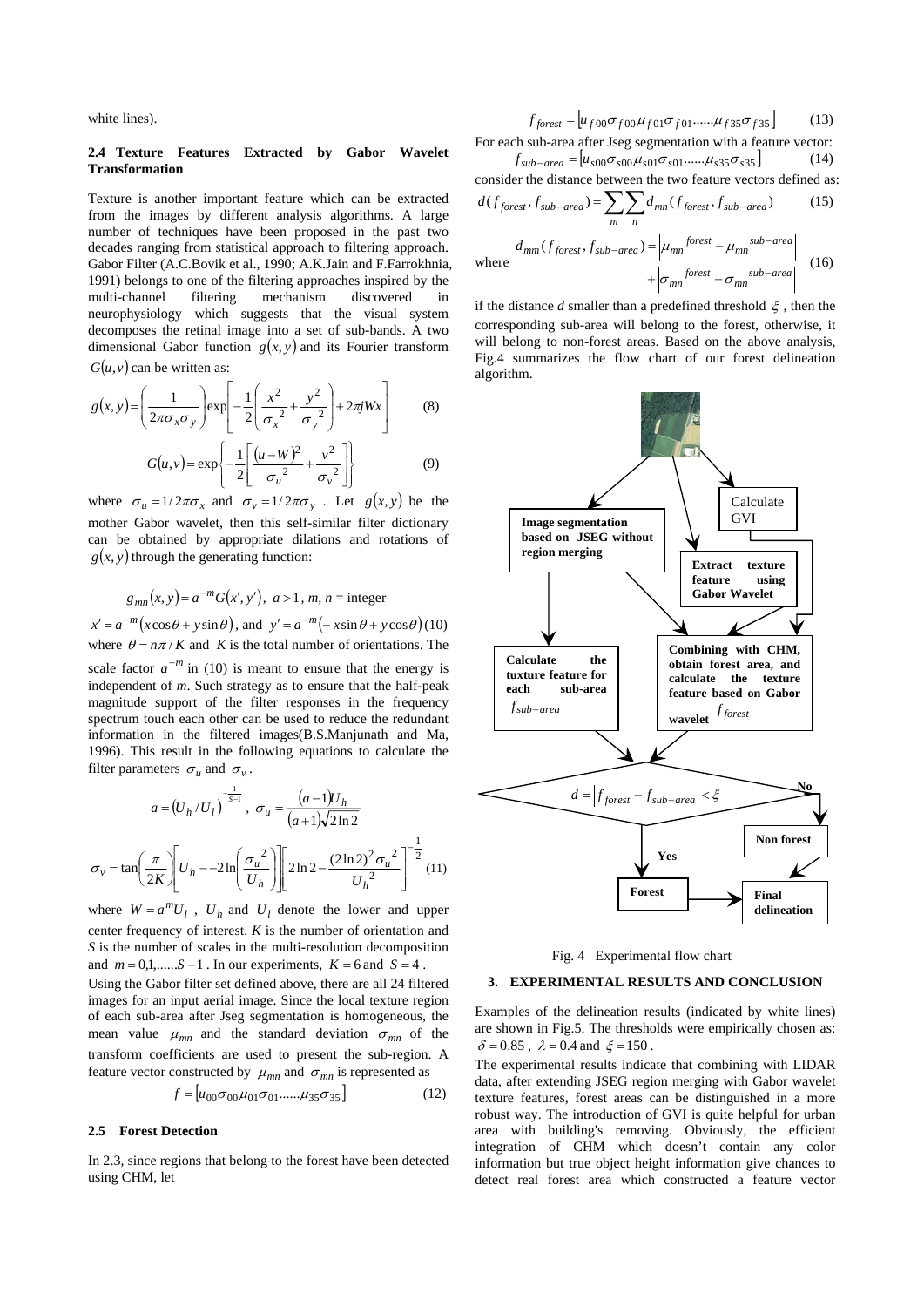white lines).

### 2.4 Texture Features Extracted by Gabor Wavelet Transformation

Texture is another important feature which can be extracted from the images by different analysis algorithms. A large number of techniques have been proposed in the past two decades ranging from statistical approach to filtering approach. Gabor Filter (A.C.Bovik et al., 1990; A.K.Jain and F.Farrokhnia, 1991) belongs to one of the filtering approaches inspired by the multi-channel filtering mechanism discovered in neurophysiology which suggests that the visual system decomposes the retinal image into a set of sub-bands. A two dimensional Gabor function $g(x,y)$ and its Fourier transform $G(u,v)$ can be written as:

$$g(x,y) = \left(\frac{1}{2\pi\sigma_x\sigma_y}\right)\exp\left[-\frac{1}{2}\left(\frac{x^2}{\sigma_x^{\ 2}} + \frac{y^2}{\sigma_y^{\ 2}}\right) + 2\pi jWx\right] \tag{8}$$

$$G(u,v) = \exp\left\{-\frac{1}{2}\left[\frac{(u-W)^2}{\sigma_u^{\ 2}} + \frac{v^2}{\sigma_v^{\ 2}}\right]\right\} \tag{9}$$

where $\sigma_u = 1/2\pi\sigma_x$ and $\sigma_v = 1/2\pi\sigma_y$. Let $g(x,y)$ be the mother Gabor wavelet, then this self-similar filter dictionary can be obtained by appropriate dilations and rotations of $g(x,y)$ through the generating function:

$$g_{mn}(x,y) = a^{-m}G(x',y'),\ a > 1,\ m, n = \text{integer}$$

$$x' = a^{-m}(x\cos\theta + y\sin\theta), \text{ and } y' = a^{-m}(-x\sin\theta + y\cos\theta) \tag{10}$$

where $\theta = n\pi/K$ and $K$ is the total number of orientations. The scale factor $a^{-m}$ in (10) is meant to ensure that the energy is independent of $m$. Such strategy as to ensure that the half-peak magnitude support of the filter responses in the frequency spectrum touch each other can be used to reduce the redundant information in the filtered images(B.S.Manjunath and Ma, 1996). This result in the following equations to calculate the filter parameters $\sigma_u$ and $\sigma_v$.

$$a = (U_h/U_l)^{-\frac{1}{S-1}},\ \sigma_u = \frac{(a-1)U_h}{(a+1)\sqrt{2\ln 2}}$$

$$\sigma_v = \tan\left(\frac{\pi}{2K}\right)\left[U_h - -2\ln\left(\frac{\sigma_u^{\ 2}}{U_h}\right)\right]\left[2\ln 2 - \frac{(2\ln 2)^2\sigma_u^{\ 2}}{U_h^{\ 2}}\right]^{-\frac{1}{2}} \tag{11}$$

where $W = a^m U_l$, $U_h$ and $U_l$ denote the lower and upper center frequency of interest. $K$ is the number of orientation and $S$ is the number of scales in the multi-resolution decomposition and $m = 0,1,\ldots\ldots S-1$. In our experiments, $K = 6$ and $S = 4$.

Using the Gabor filter set defined above, there are all 24 filtered images for an input aerial image. Since the local texture region of each sub-area after Jseg segmentation is homogeneous, the mean value $\mu_{mn}$ and the standard deviation $\sigma_{mn}$ of the transform coefficients are used to present the sub-region. A feature vector constructed by $\mu_{mn}$ and $\sigma_{mn}$ is represented as

$$f = [u_{00}\sigma_{00}\mu_{01}\sigma_{01}\ldots\ldots\mu_{35}\sigma_{35}] \tag{12}$$

### 2.5 Forest Detection

In 2.3, since regions that belong to the forest have been detected using CHM, let

$$f_{forest} = [u_{f00}\sigma_{f00}\mu_{f01}\sigma_{f01}\ldots\ldots\mu_{f35}\sigma_{f35}] \tag{13}$$

For each sub-area after Jseg segmentation with a feature vector:

$$f_{sub-area} = [u_{s00}\sigma_{s00}\mu_{s01}\sigma_{s01}\ldots\ldots\mu_{s35}\sigma_{s35}] \tag{14}$$

consider the distance between the two feature vectors defined as:

$$d(f_{forest}, f_{sub-area}) = \sum_m \sum_n d_{mn}(f_{forest}, f_{sub-area}) \tag{15}$$

where

$$d_{mm}(f_{forest}, f_{sub-area}) = \left|\mu_{mn}^{\ \ forest} - \mu_{mn}^{\ \ sub-area}\right| + \left|\sigma_{mn}^{\ \ forest} - \sigma_{mn}^{\ \ sub-area}\right| \tag{16}$$

if the distance $d$ smaller than a predefined threshold $\xi$, then the corresponding sub-area will belong to the forest, otherwise, it will belong to non-forest areas. Based on the above analysis, Fig.4 summarizes the flow chart of our forest delineation algorithm.

Fig. 4 Experimental flow chart

## 3. EXPERIMENTAL RESULTS AND CONCLUSION

Examples of the delineation results (indicated by white lines) are shown in Fig.5. The thresholds were empirically chosen as: $\delta = 0.85$, $\lambda = 0.4$ and $\xi = 150$.

The experimental results indicate that combining with LIDAR data, after extending JSEG region merging with Gabor wavelet texture features, forest areas can be distinguished in a more robust way. The introduction of GVI is quite helpful for urban area with building's removing. Obviously, the efficient integration of CHM which doesn't contain any color information but true object height information give chances to detect real forest area which constructed a feature vector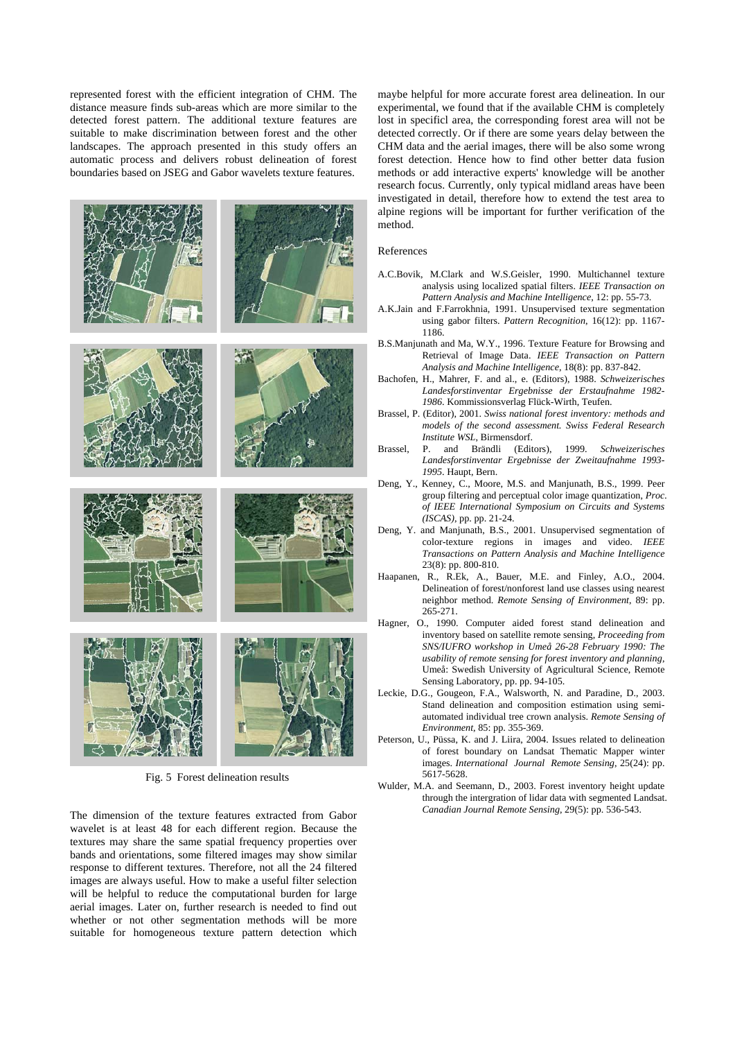represented forest with the efficient integration of CHM. The distance measure finds sub-areas which are more similar to the detected forest pattern. The additional texture features are suitable to make discrimination between forest and the other landscapes. The approach presented in this study offers an automatic process and delivers robust delineation of forest boundaries based on JSEG and Gabor wavelets texture features.

Fig. 5 Forest delineation results

The dimension of the texture features extracted from Gabor wavelet is at least 48 for each different region. Because the textures may share the same spatial frequency properties over bands and orientations, some filtered images may show similar response to different textures. Therefore, not all the 24 filtered images are always useful. How to make a useful filter selection will be helpful to reduce the computational burden for large aerial images. Later on, further research is needed to find out whether or not other segmentation methods will be more suitable for homogeneous texture pattern detection which maybe helpful for more accurate forest area delineation. In our experimental, we found that if the available CHM is completely lost in specificl area, the corresponding forest area will not be detected correctly. Or if there are some years delay between the CHM data and the aerial images, there will be also some wrong forest detection. Hence how to find other better data fusion methods or add interactive experts' knowledge will be another research focus. Currently, only typical midland areas have been investigated in detail, therefore how to extend the test area to alpine regions will be important for further verification of the method.

## References

A.C.Bovik, M.Clark and W.S.Geisler, 1990. Multichannel texture analysis using localized spatial filters. *IEEE Transaction on Pattern Analysis and Machine Intelligence*, 12: pp. 55-73.

A.K.Jain and F.Farrokhnia, 1991. Unsupervised texture segmentation using gabor filters. *Pattern Recognition*, 16(12): pp. 1167-1186.

B.S.Manjunath and Ma, W.Y., 1996. Texture Feature for Browsing and Retrieval of Image Data. *IEEE Transaction on Pattern Analysis and Machine Intelligence*, 18(8): pp. 837-842.

Bachofen, H., Mahrer, F. and al., e. (Editors), 1988. *Schweizerisches Landesforstinventar Ergebnisse der Erstaufnahme 1982-1986*. Kommissionsverlag Flück-Wirth, Teufen.

Brassel, P. (Editor), 2001. *Swiss national forest inventory: methods and models of the second assessment. Swiss Federal Research Institute WSL*, Birmensdorf.

Brassel, P. and Brändli (Editors), 1999. *Schweizerisches Landesforstinventar Ergebnisse der Zweitaufnahme 1993-1995*. Haupt, Bern.

Deng, Y., Kenney, C., Moore, M.S. and Manjunath, B.S., 1999. Peer group filtering and perceptual color image quantization, *Proc. of IEEE International Symposium on Circuits and Systems (ISCAS)*, pp. pp. 21-24.

Deng, Y. and Manjunath, B.S., 2001. Unsupervised segmentation of color-texture regions in images and video. *IEEE Transactions on Pattern Analysis and Machine Intelligence* 23(8): pp. 800-810.

Haapanen, R., R.Ek, A., Bauer, M.E. and Finley, A.O., 2004. Delineation of forest/nonforest land use classes using nearest neighbor method. *Remote Sensing of Environment*, 89: pp. 265-271.

Hagner, O., 1990. Computer aided forest stand delineation and inventory based on satellite remote sensing, *Proceeding from SNS/IUFRO workshop in Umeå 26-28 February 1990: The usability of remote sensing for forest inventory and planning*, Umeå: Swedish University of Agricultural Science, Remote Sensing Laboratory, pp. pp. 94-105.

Leckie, D.G., Gougeon, F.A., Walsworth, N. and Paradine, D., 2003. Stand delineation and composition estimation using semi-automated individual tree crown analysis. *Remote Sensing of Environment*, 85: pp. 355-369.

Peterson, U., Püssa, K. and J. Liira, 2004. Issues related to delineation of forest boundary on Landsat Thematic Mapper winter images. *International Journal Remote Sensing*, 25(24): pp. 5617-5628.

Wulder, M.A. and Seemann, D., 2003. Forest inventory height update through the intergration of lidar data with segmented Landsat. *Canadian Journal Remote Sensing*, 29(5): pp. 536-543.